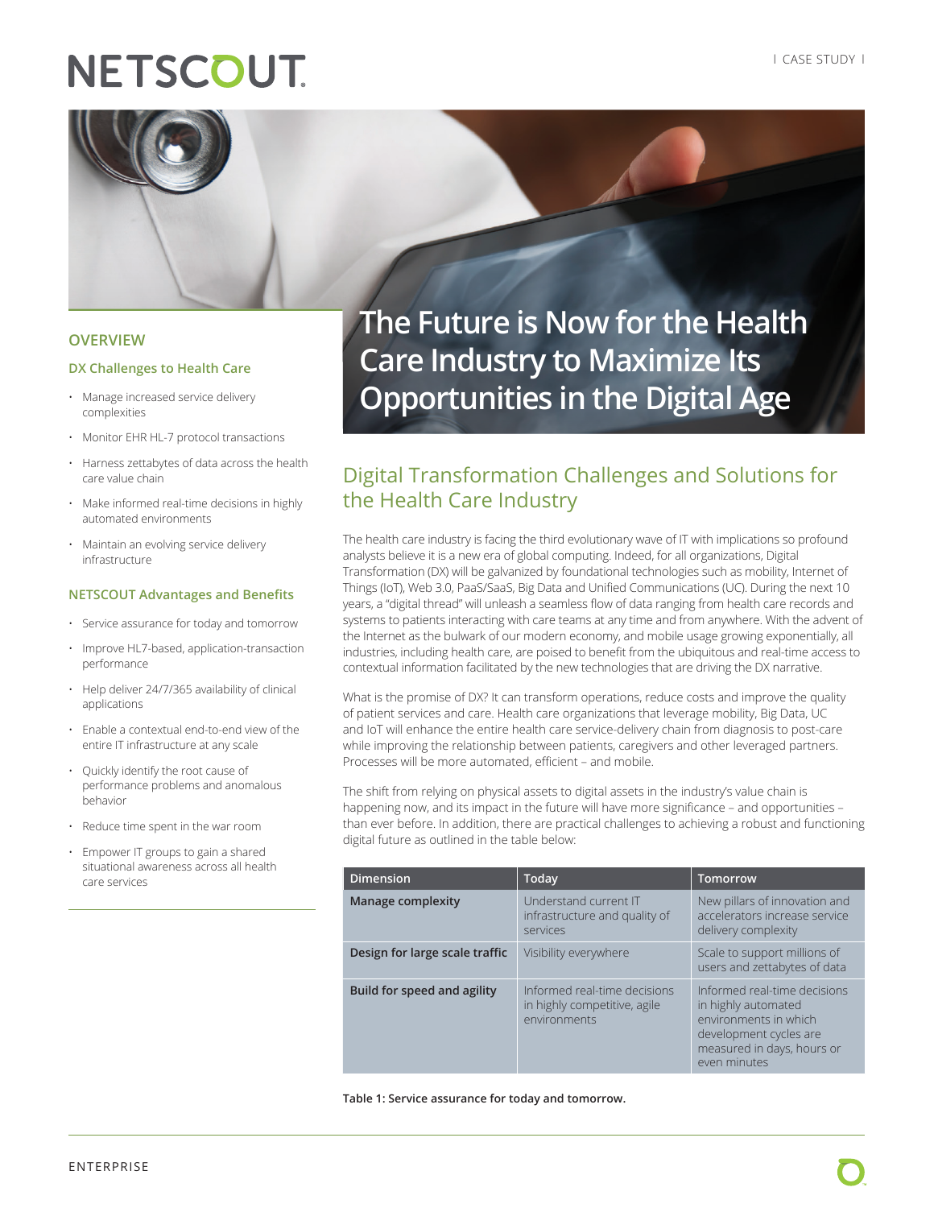NETSCOUT

| CASE STUDY |

# The Future is Now for the Health Care Industry to Maximize Its Opportunities in the Digital Age

## OVERVIEW

### DX Challenges to Health Care

- Manage increased service delivery complexities
- Monitor EHR HL-7 protocol transactions
- Harness zettabytes of data across the health care value chain
- Make informed real-time decisions in highly automated environments
- Maintain an evolving service delivery infrastructure

### NETSCOUT Advantages and Benefits

- Service assurance for today and tomorrow
- Improve HL7-based, application-transaction performance
- Help deliver 24/7/365 availability of clinical applications
- Enable a contextual end-to-end view of the entire IT infrastructure at any scale
- Quickly identify the root cause of performance problems and anomalous behavior
- Reduce time spent in the war room
- Empower IT groups to gain a shared situational awareness across all health care services

## Digital Transformation Challenges and Solutions for the Health Care Industry

The health care industry is facing the third evolutionary wave of IT with implications so profound analysts believe it is a new era of global computing. Indeed, for all organizations, Digital Transformation (DX) will be galvanized by foundational technologies such as mobility, Internet of Things (IoT), Web 3.0, PaaS/SaaS, Big Data and Unified Communications (UC). During the next 10 years, a "digital thread" will unleash a seamless flow of data ranging from health care records and systems to patients interacting with care teams at any time and from anywhere. With the advent of the Internet as the bulwark of our modern economy, and mobile usage growing exponentially, all industries, including health care, are poised to benefit from the ubiquitous and real-time access to contextual information facilitated by the new technologies that are driving the DX narrative.

What is the promise of DX? It can transform operations, reduce costs and improve the quality of patient services and care. Health care organizations that leverage mobility, Big Data, UC and IoT will enhance the entire health care service-delivery chain from diagnosis to post-care while improving the relationship between patients, caregivers and other leveraged partners. Processes will be more automated, efficient – and mobile.

The shift from relying on physical assets to digital assets in the industry's value chain is happening now, and its impact in the future will have more significance – and opportunities – than ever before. In addition, there are practical challenges to achieving a robust and functioning digital future as outlined in the table below:

| Dimension | Today | Tomorrow |
| --- | --- | --- |
| **Manage complexity** | Understand current IT infrastructure and quality of services | New pillars of innovation and accelerators increase service delivery complexity |
| **Design for large scale traffic** | Visibility everywhere | Scale to support millions of users and zettabytes of data |
| **Build for speed and agility** | Informed real-time decisions in highly competitive, agile environments | Informed real-time decisions in highly automated environments in which development cycles are measured in days, hours or even minutes |

**Table 1: Service assurance for today and tomorrow.**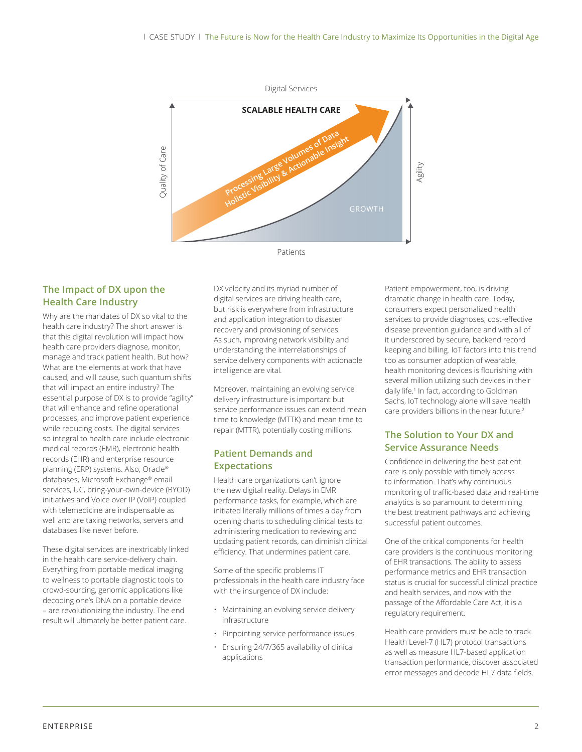Digital Services

**SCALABLE HEALTH CARE**

Processing Large Volumes of Data
Holistic Visibility & Actionable Insight

GROWTH

Quality of Care

Agility

Patients

## The Impact of DX upon the Health Care Industry

Why are the mandates of DX so vital to the health care industry? The short answer is that this digital revolution will impact how health care providers diagnose, monitor, manage and track patient health. But how? What are the elements at work that have caused, and will cause, such quantum shifts that will impact an entire industry? The essential purpose of DX is to provide "agility" that will enhance and refine operational processes, and improve patient experience while reducing costs. The digital services so integral to health care include electronic medical records (EMR), electronic health records (EHR) and enterprise resource planning (ERP) systems. Also, Oracle® databases, Microsoft Exchange® email services, UC, bring-your-own-device (BYOD) initiatives and Voice over IP (VoIP) coupled with telemedicine are indispensable as well and are taxing networks, servers and databases like never before.

These digital services are inextricably linked in the health care service-delivery chain. Everything from portable medical imaging to wellness to portable diagnostic tools to crowd-sourcing, genomic applications like decoding one's DNA on a portable device – are revolutionizing the industry. The end result will ultimately be better patient care.

DX velocity and its myriad number of digital services are driving health care, but risk is everywhere from infrastructure and application integration to disaster recovery and provisioning of services. As such, improving network visibility and understanding the interrelationships of service delivery components with actionable intelligence are vital.

Moreover, maintaining an evolving service delivery infrastructure is important but service performance issues can extend mean time to knowledge (MTTK) and mean time to repair (MTTR), potentially costing millions.

## Patient Demands and Expectations

Health care organizations can't ignore the new digital reality. Delays in EMR performance tasks, for example, which are initiated literally millions of times a day from opening charts to scheduling clinical tests to administering medication to reviewing and updating patient records, can diminish clinical efficiency. That undermines patient care.

Some of the specific problems IT professionals in the health care industry face with the insurgence of DX include:

- Maintaining an evolving service delivery infrastructure
- Pinpointing service performance issues
- Ensuring 24/7/365 availability of clinical applications

Patient empowerment, too, is driving dramatic change in health care. Today, consumers expect personalized health services to provide diagnoses, cost-effective disease prevention guidance and with all of it underscored by secure, backend record keeping and billing. IoT factors into this trend too as consumer adoption of wearable, health monitoring devices is flourishing with several million utilizing such devices in their daily life.[1] In fact, according to Goldman Sachs, IoT technology alone will save health care providers billions in the near future.[2]

## The Solution to Your DX and Service Assurance Needs

Confidence in delivering the best patient care is only possible with timely access to information. That's why continuous monitoring of traffic-based data and real-time analytics is so paramount to determining the best treatment pathways and achieving successful patient outcomes.

One of the critical components for health care providers is the continuous monitoring of EHR transactions. The ability to assess performance metrics and EHR transaction status is crucial for successful clinical practice and health services, and now with the passage of the Affordable Care Act, it is a regulatory requirement.

Health care providers must be able to track Health Level-7 (HL7) protocol transactions as well as measure HL7-based application transaction performance, discover associated error messages and decode HL7 data fields.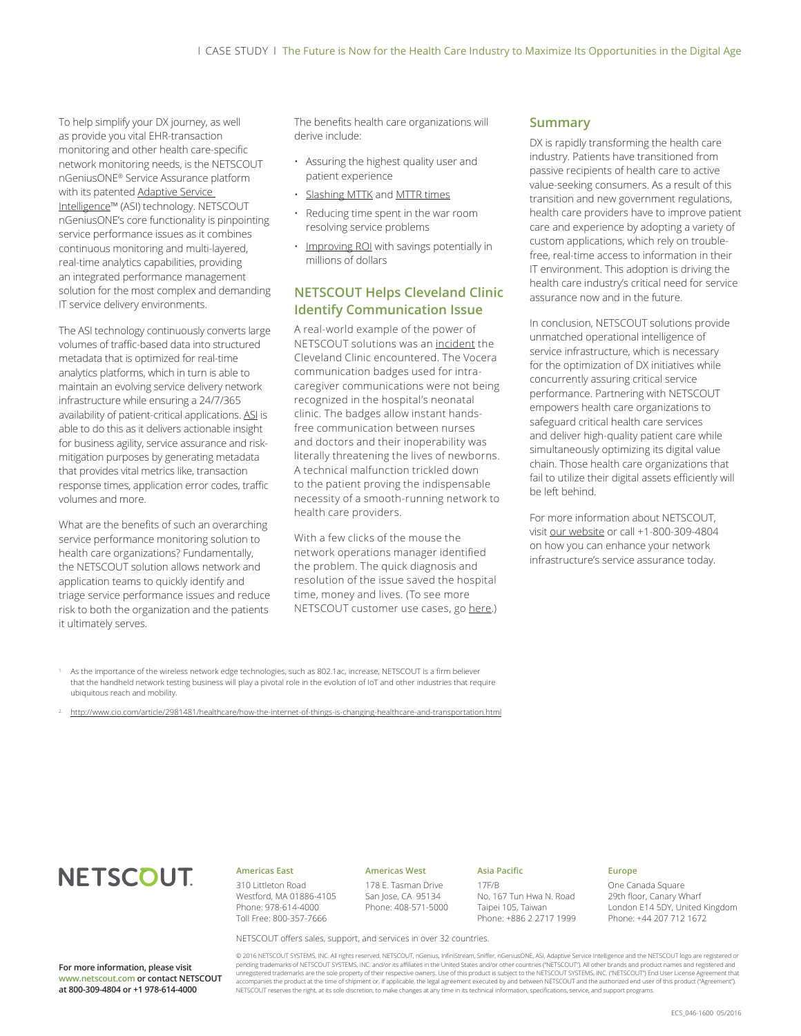To help simplify your DX journey, as well as provide you vital EHR-transaction monitoring and other health care-specific network monitoring needs, is the NETSCOUT nGeniusONE® Service Assurance platform with its patented Adaptive Service Intelligence™ (ASI) technology. NETSCOUT nGeniusONE's core functionality is pinpointing service performance issues as it combines continuous monitoring and multi-layered, real-time analytics capabilities, providing an integrated performance management solution for the most complex and demanding IT service delivery environments.

The ASI technology continuously converts large volumes of traffic-based data into structured metadata that is optimized for real-time analytics platforms, which in turn is able to maintain an evolving service delivery network infrastructure while ensuring a 24/7/365 availability of patient-critical applications. ASI is able to do this as it delivers actionable insight for business agility, service assurance and risk-mitigation purposes by generating metadata that provides vital metrics like, transaction response times, application error codes, traffic volumes and more.

What are the benefits of such an overarching service performance monitoring solution to health care organizations? Fundamentally, the NETSCOUT solution allows network and application teams to quickly identify and triage service performance issues and reduce risk to both the organization and the patients it ultimately serves.

The benefits health care organizations will derive include:

- Assuring the highest quality user and patient experience
- Slashing MTTK and MTTR times
- Reducing time spent in the war room resolving service problems
- Improving ROI with savings potentially in millions of dollars

## NETSCOUT Helps Cleveland Clinic Identify Communication Issue

A real-world example of the power of NETSCOUT solutions was an incident the Cleveland Clinic encountered. The Vocera communication badges used for intra-caregiver communications were not being recognized in the hospital's neonatal clinic. The badges allow instant hands-free communication between nurses and doctors and their inoperability was literally threatening the lives of newborns. A technical malfunction trickled down to the patient proving the indispensable necessity of a smooth-running network to health care providers.

With a few clicks of the mouse the network operations manager identified the problem. The quick diagnosis and resolution of the issue saved the hospital time, money and lives. (To see more NETSCOUT customer use cases, go here.)

## Summary

DX is rapidly transforming the health care industry. Patients have transitioned from passive recipients of health care to active value-seeking consumers. As a result of this transition and new government regulations, health care providers have to improve patient care and experience by adopting a variety of custom applications, which rely on trouble-free, real-time access to information in their IT environment. This adoption is driving the health care industry's critical need for service assurance now and in the future.

In conclusion, NETSCOUT solutions provide unmatched operational intelligence of service infrastructure, which is necessary for the optimization of DX initiatives while concurrently assuring critical service performance. Partnering with NETSCOUT empowers health care organizations to safeguard critical health care services and deliver high-quality patient care while simultaneously optimizing its digital value chain. Those health care organizations that fail to utilize their digital assets efficiently will be left behind.

For more information about NETSCOUT, visit our website or call +1-800-309-4804 on how you can enhance your network infrastructure's service assurance today.

[1] As the importance of the wireless network edge technologies, such as 802.1ac, increase, NETSCOUT is a firm believer that the handheld network testing business will play a pivotal role in the evolution of IoT and other industries that require ubiquitous reach and mobility.

[2] http://www.cio.com/article/2981481/healthcare/how-the-internet-of-things-is-changing-healthcare-and-transportation.html

NETSCOUT

**Americas East**
310 Littleton Road
Westford, MA 01886-4105
Phone: 978-614-4000
Toll Free: 800-357-7666

**Americas West**
178 E. Tasman Drive
San Jose, CA 95134
Phone: 408-571-5000

**Asia Pacific**
17F/B
No. 167 Tun Hwa N. Road
Taipei 105, Taiwan
Phone: +886 2 2717 1999

**Europe**
One Canada Square
29th floor, Canary Wharf
London E14 5DY, United Kingdom
Phone: +44 207 712 1672

NETSCOUT offers sales, support, and services in over 32 countries.

**For more information, please visit www.netscout.com or contact NETSCOUT at 800-309-4804 or +1 978-614-4000**

© 2016 NETSCOUT SYSTEMS, INC. All rights reserved. NETSCOUT, nGenius, InfiniStream, Sniffer, nGeniusONE, ASI, Adaptive Service Intelligence and the NETSCOUT logo are registered or pending trademarks of NETSCOUT SYSTEMS, INC. and/or its affiliates in the United States and/or other countries ("NETSCOUT"). All other brands and product names and registered and unregistered trademarks are the sole property of their respective owners. Use of this product is subject to the NETSCOUT SYSTEMS, INC. ("NETSCOUT") End User License Agreement that accompanies the product at the time of shipment or, if applicable, the legal agreement executed by and between NETSCOUT and the authorized end user of this product ("Agreement"). NETSCOUT reserves the right, at its sole discretion, to make changes at any time in its technical information, specifications, service, and support programs.

ECS_046-1600 05/2016